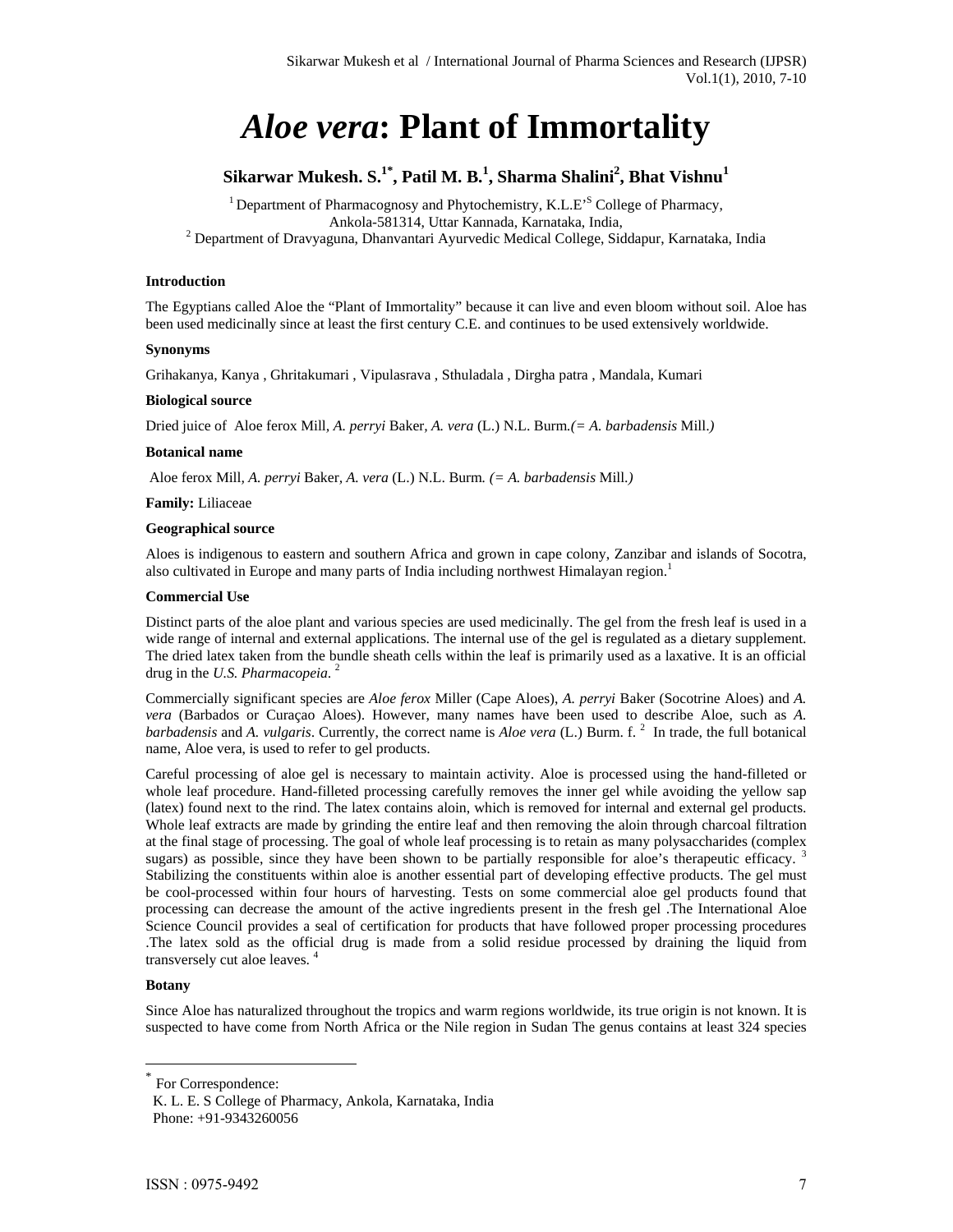# *Aloe vera*: Plant of Immortality

**Sikarwar Mukesh. S.[1*], Patil M. B.[1], Sharma Shalini[2], Bhat Vishnu[1]**

[1] Department of Pharmacognosy and Phytochemistry, K.L.E'S College of Pharmacy, Ankola-581314, Uttar Kannada, Karnataka, India,
[2] Department of Dravyaguna, Dhanvantari Ayurvedic Medical College, Siddapur, Karnataka, India

**Introduction**

The Egyptians called Aloe the "Plant of Immortality" because it can live and even bloom without soil. Aloe has been used medicinally since at least the first century C.E. and continues to be used extensively worldwide.

**Synonyms**

Grihakanya, Kanya , Ghritakumari , Vipulasrava , Sthuladala , Dirgha patra , Mandala, Kumari

**Biological source**

Dried juice of Aloe ferox Mill, *A. perryi* Baker, *A. vera* (L.) N.L. Burm.*(= A. barbadensis* Mill.*)*

**Botanical name**

Aloe ferox Mill, *A. perryi* Baker, *A. vera* (L.) N.L. Burm. *(= A. barbadensis* Mill.*)*

**Family:** Liliaceae

**Geographical source**

Aloes is indigenous to eastern and southern Africa and grown in cape colony, Zanzibar and islands of Socotra, also cultivated in Europe and many parts of India including northwest Himalayan region.[1]

**Commercial Use**

Distinct parts of the aloe plant and various species are used medicinally. The gel from the fresh leaf is used in a wide range of internal and external applications. The internal use of the gel is regulated as a dietary supplement. The dried latex taken from the bundle sheath cells within the leaf is primarily used as a laxative. It is an official drug in the *U.S. Pharmacopeia*. [2]

Commercially significant species are *Aloe ferox* Miller (Cape Aloes), *A. perryi* Baker (Socotrine Aloes) and *A. vera* (Barbados or Curaçao Aloes). However, many names have been used to describe Aloe, such as *A. barbadensis* and *A. vulgaris*. Currently, the correct name is *Aloe vera* (L.) Burm. f. [2] In trade, the full botanical name, Aloe vera, is used to refer to gel products.

Careful processing of aloe gel is necessary to maintain activity. Aloe is processed using the hand-filleted or whole leaf procedure. Hand-filleted processing carefully removes the inner gel while avoiding the yellow sap (latex) found next to the rind. The latex contains aloin, which is removed for internal and external gel products. Whole leaf extracts are made by grinding the entire leaf and then removing the aloin through charcoal filtration at the final stage of processing. The goal of whole leaf processing is to retain as many polysaccharides (complex sugars) as possible, since they have been shown to be partially responsible for aloe's therapeutic efficacy. [3] Stabilizing the constituents within aloe is another essential part of developing effective products. The gel must be cool-processed within four hours of harvesting. Tests on some commercial aloe gel products found that processing can decrease the amount of the active ingredients present in the fresh gel .The International Aloe Science Council provides a seal of certification for products that have followed proper processing procedures .The latex sold as the official drug is made from a solid residue processed by draining the liquid from transversely cut aloe leaves. [4]

**Botany**

Since Aloe has naturalized throughout the tropics and warm regions worldwide, its true origin is not known. It is suspected to have come from North Africa or the Nile region in Sudan The genus contains at least 324 species

---

[*] For Correspondence:
K. L. E. S College of Pharmacy, Ankola, Karnataka, India
Phone: +91-9343260056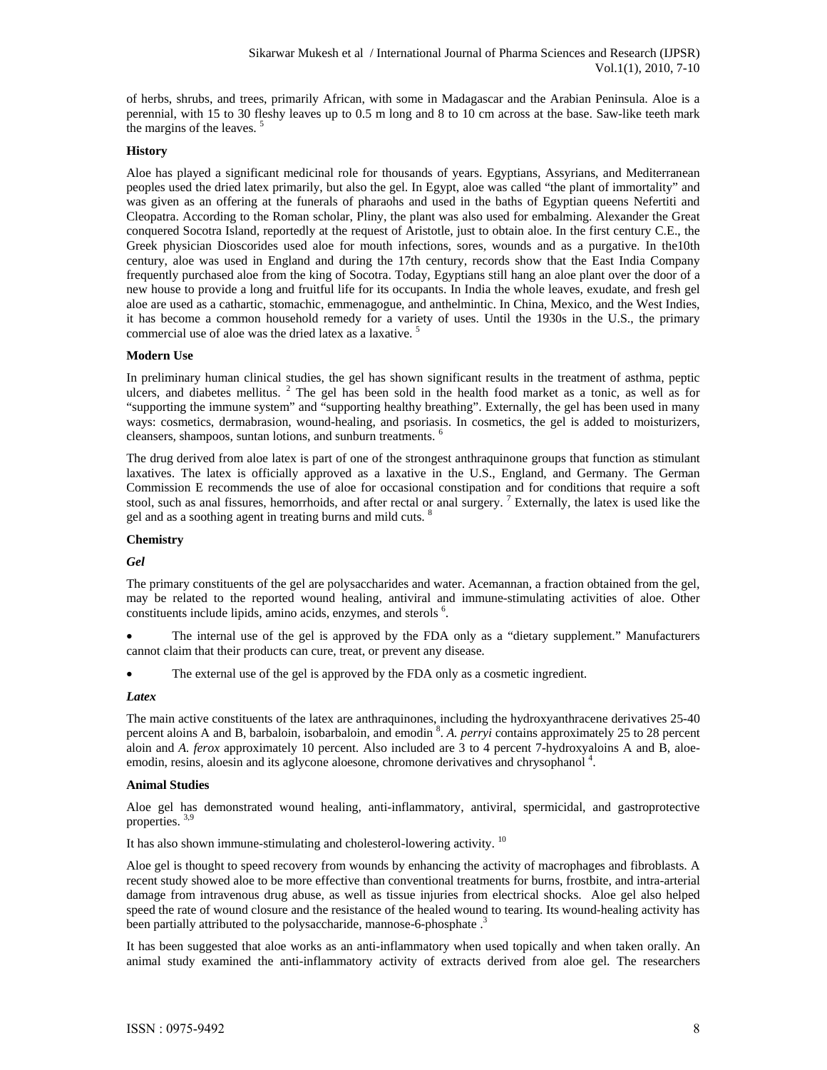of herbs, shrubs, and trees, primarily African, with some in Madagascar and the Arabian Peninsula. Aloe is a perennial, with 15 to 30 fleshy leaves up to 0.5 m long and 8 to 10 cm across at the base. Saw-like teeth mark the margins of the leaves. [5]

**History**

Aloe has played a significant medicinal role for thousands of years. Egyptians, Assyrians, and Mediterranean peoples used the dried latex primarily, but also the gel. In Egypt, aloe was called "the plant of immortality" and was given as an offering at the funerals of pharaohs and used in the baths of Egyptian queens Nefertiti and Cleopatra. According to the Roman scholar, Pliny, the plant was also used for embalming. Alexander the Great conquered Socotra Island, reportedly at the request of Aristotle, just to obtain aloe. In the first century C.E., the Greek physician Dioscorides used aloe for mouth infections, sores, wounds and as a purgative. In the10th century, aloe was used in England and during the 17th century, records show that the East India Company frequently purchased aloe from the king of Socotra. Today, Egyptians still hang an aloe plant over the door of a new house to provide a long and fruitful life for its occupants. In India the whole leaves, exudate, and fresh gel aloe are used as a cathartic, stomachic, emmenagogue, and anthelmintic. In China, Mexico, and the West Indies, it has become a common household remedy for a variety of uses. Until the 1930s in the U.S., the primary commercial use of aloe was the dried latex as a laxative. [5]

**Modern Use**

In preliminary human clinical studies, the gel has shown significant results in the treatment of asthma, peptic ulcers, and diabetes mellitus. [2] The gel has been sold in the health food market as a tonic, as well as for "supporting the immune system" and "supporting healthy breathing". Externally, the gel has been used in many ways: cosmetics, dermabrasion, wound-healing, and psoriasis. In cosmetics, the gel is added to moisturizers, cleansers, shampoos, suntan lotions, and sunburn treatments. [6]

The drug derived from aloe latex is part of one of the strongest anthraquinone groups that function as stimulant laxatives. The latex is officially approved as a laxative in the U.S., England, and Germany. The German Commission E recommends the use of aloe for occasional constipation and for conditions that require a soft stool, such as anal fissures, hemorrhoids, and after rectal or anal surgery. [7] Externally, the latex is used like the gel and as a soothing agent in treating burns and mild cuts. [8]

**Chemistry**

***Gel***

The primary constituents of the gel are polysaccharides and water. Acemannan, a fraction obtained from the gel, may be related to the reported wound healing, antiviral and immune-stimulating activities of aloe. Other constituents include lipids, amino acids, enzymes, and sterols [6].

- The internal use of the gel is approved by the FDA only as a "dietary supplement." Manufacturers cannot claim that their products can cure, treat, or prevent any disease.
- The external use of the gel is approved by the FDA only as a cosmetic ingredient.

***Latex***

The main active constituents of the latex are anthraquinones, including the hydroxyanthracene derivatives 25-40 percent aloins A and B, barbaloin, isobarbaloin, and emodin [8]. *A. perryi* contains approximately 25 to 28 percent aloin and *A. ferox* approximately 10 percent. Also included are 3 to 4 percent 7-hydroxyaloins A and B, aloe-emodin, resins, aloesin and its aglycone aloesone, chromone derivatives and chrysophanol [4].

**Animal Studies**

Aloe gel has demonstrated wound healing, anti-inflammatory, antiviral, spermicidal, and gastroprotective properties. [3,9]

It has also shown immune-stimulating and cholesterol-lowering activity. [10]

Aloe gel is thought to speed recovery from wounds by enhancing the activity of macrophages and fibroblasts. A recent study showed aloe to be more effective than conventional treatments for burns, frostbite, and intra-arterial damage from intravenous drug abuse, as well as tissue injuries from electrical shocks. Aloe gel also helped speed the rate of wound closure and the resistance of the healed wound to tearing. Its wound-healing activity has been partially attributed to the polysaccharide, mannose-6-phosphate .[3]

It has been suggested that aloe works as an anti-inflammatory when used topically and when taken orally. An animal study examined the anti-inflammatory activity of extracts derived from aloe gel. The researchers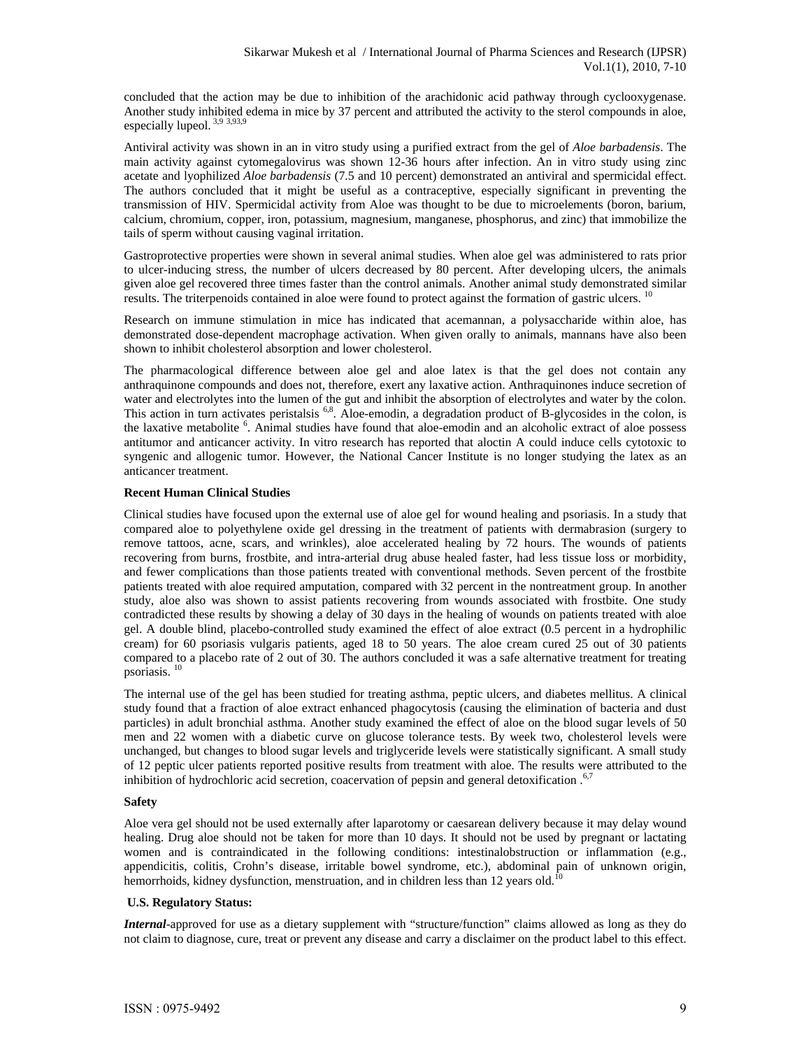concluded that the action may be due to inhibition of the arachidonic acid pathway through cyclooxygenase. Another study inhibited edema in mice by 37 percent and attributed the activity to the sterol compounds in aloe, especially lupeol. [3,9 3,93,9]

Antiviral activity was shown in an in vitro study using a purified extract from the gel of *Aloe barbadensis*. The main activity against cytomegalovirus was shown 12-36 hours after infection. An in vitro study using zinc acetate and lyophilized *Aloe barbadensis* (7.5 and 10 percent) demonstrated an antiviral and spermicidal effect. The authors concluded that it might be useful as a contraceptive, especially significant in preventing the transmission of HIV. Spermicidal activity from Aloe was thought to be due to microelements (boron, barium, calcium, chromium, copper, iron, potassium, magnesium, manganese, phosphorus, and zinc) that immobilize the tails of sperm without causing vaginal irritation.

Gastroprotective properties were shown in several animal studies. When aloe gel was administered to rats prior to ulcer-inducing stress, the number of ulcers decreased by 80 percent. After developing ulcers, the animals given aloe gel recovered three times faster than the control animals. Another animal study demonstrated similar results. The triterpenoids contained in aloe were found to protect against the formation of gastric ulcers. [10]

Research on immune stimulation in mice has indicated that acemannan, a polysaccharide within aloe, has demonstrated dose-dependent macrophage activation. When given orally to animals, mannans have also been shown to inhibit cholesterol absorption and lower cholesterol.

The pharmacological difference between aloe gel and aloe latex is that the gel does not contain any anthraquinone compounds and does not, therefore, exert any laxative action. Anthraquinones induce secretion of water and electrolytes into the lumen of the gut and inhibit the absorption of electrolytes and water by the colon. This action in turn activates peristalsis [6,8]. Aloe-emodin, a degradation product of B-glycosides in the colon, is the laxative metabolite [6]. Animal studies have found that aloe-emodin and an alcoholic extract of aloe possess antitumor and anticancer activity. In vitro research has reported that aloctin A could induce cells cytotoxic to syngenic and allogenic tumor. However, the National Cancer Institute is no longer studying the latex as an anticancer treatment.

**Recent Human Clinical Studies**

Clinical studies have focused upon the external use of aloe gel for wound healing and psoriasis. In a study that compared aloe to polyethylene oxide gel dressing in the treatment of patients with dermabrasion (surgery to remove tattoos, acne, scars, and wrinkles), aloe accelerated healing by 72 hours. The wounds of patients recovering from burns, frostbite, and intra-arterial drug abuse healed faster, had less tissue loss or morbidity, and fewer complications than those patients treated with conventional methods. Seven percent of the frostbite patients treated with aloe required amputation, compared with 32 percent in the nontreatment group. In another study, aloe also was shown to assist patients recovering from wounds associated with frostbite. One study contradicted these results by showing a delay of 30 days in the healing of wounds on patients treated with aloe gel. A double blind, placebo-controlled study examined the effect of aloe extract (0.5 percent in a hydrophilic cream) for 60 psoriasis vulgaris patients, aged 18 to 50 years. The aloe cream cured 25 out of 30 patients compared to a placebo rate of 2 out of 30. The authors concluded it was a safe alternative treatment for treating psoriasis. [10]

The internal use of the gel has been studied for treating asthma, peptic ulcers, and diabetes mellitus. A clinical study found that a fraction of aloe extract enhanced phagocytosis (causing the elimination of bacteria and dust particles) in adult bronchial asthma. Another study examined the effect of aloe on the blood sugar levels of 50 men and 22 women with a diabetic curve on glucose tolerance tests. By week two, cholesterol levels were unchanged, but changes to blood sugar levels and triglyceride levels were statistically significant. A small study of 12 peptic ulcer patients reported positive results from treatment with aloe. The results were attributed to the inhibition of hydrochloric acid secretion, coacervation of pepsin and general detoxification .[6,7]

**Safety**

Aloe vera gel should not be used externally after laparotomy or caesarean delivery because it may delay wound healing. Drug aloe should not be taken for more than 10 days. It should not be used by pregnant or lactating women and is contraindicated in the following conditions: intestinalobstruction or inflammation (e.g., appendicitis, colitis, Crohn's disease, irritable bowel syndrome, etc.), abdominal pain of unknown origin, hemorrhoids, kidney dysfunction, menstruation, and in children less than 12 years old.[10]

**U.S. Regulatory Status:**

***Internal***-approved for use as a dietary supplement with "structure/function" claims allowed as long as they do not claim to diagnose, cure, treat or prevent any disease and carry a disclaimer on the product label to this effect.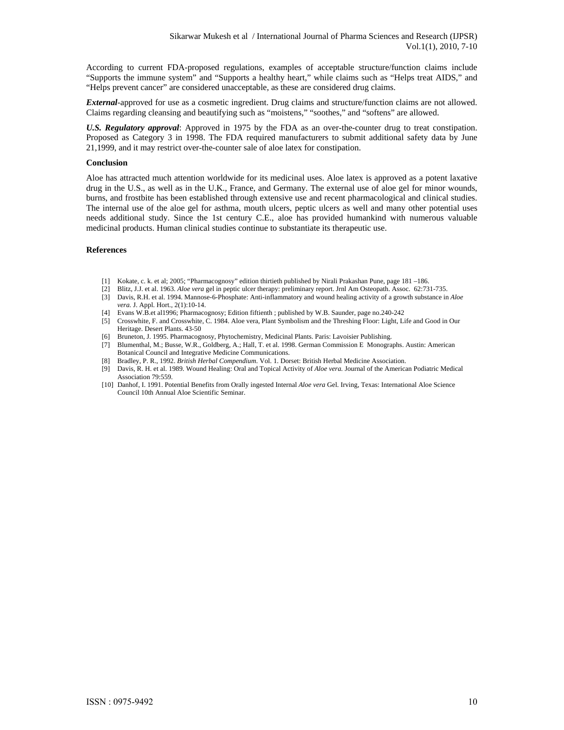According to current FDA-proposed regulations, examples of acceptable structure/function claims include "Supports the immune system" and "Supports a healthy heart," while claims such as "Helps treat AIDS," and "Helps prevent cancer" are considered unacceptable, as these are considered drug claims.

***External***-approved for use as a cosmetic ingredient. Drug claims and structure/function claims are not allowed. Claims regarding cleansing and beautifying such as "moistens," "soothes," and "softens" are allowed.

***U.S. Regulatory approval***: Approved in 1975 by the FDA as an over-the-counter drug to treat constipation. Proposed as Category 3 in 1998. The FDA required manufacturers to submit additional safety data by June 21,1999, and it may restrict over-the-counter sale of aloe latex for constipation.

**Conclusion**

Aloe has attracted much attention worldwide for its medicinal uses. Aloe latex is approved as a potent laxative drug in the U.S., as well as in the U.K., France, and Germany. The external use of aloe gel for minor wounds, burns, and frostbite has been established through extensive use and recent pharmacological and clinical studies. The internal use of the aloe gel for asthma, mouth ulcers, peptic ulcers as well and many other potential uses needs additional study. Since the 1st century C.E., aloe has provided humankind with numerous valuable medicinal products. Human clinical studies continue to substantiate its therapeutic use.

**References**

[1] Kokate, c. k. et al; 2005; "Pharmacognosy" edition thirtieth published by Nirali Prakashan Pune, page 181 –186.
[2] Blitz, J.J. et al. 1963. *Aloe vera* gel in peptic ulcer therapy: preliminary report. Jrnl Am Osteopath. Assoc. 62:731-735.
[3] Davis, R.H. et al. 1994. Mannose-6-Phosphate: Anti-inflammatory and wound healing activity of a growth substance in *Aloe vera.* J. Appl. Hort., 2(1):10-14.
[4] Evans W.B.et al1996; Pharmacognosy; Edition fiftienth ; published by W.B. Saunder, page no.240-242
[5] Crosswhite, F. and Crosswhite, C. 1984. Aloe vera, Plant Symbolism and the Threshing Floor: Light, Life and Good in Our Heritage. Desert Plants. 43-50
[6] Bruneton, J. 1995. Pharmacognosy, Phytochemistry, Medicinal Plants. Paris: Lavoisier Publishing.
[7] Blumenthal, M.; Busse, W.R., Goldberg, A.; Hall, T. et al. 1998. German Commission E Monographs. Austin: American Botanical Council and Integrative Medicine Communications.
[8] Bradley, P. R., 1992. *British Herbal Compendium*. Vol. 1. Dorset: British Herbal Medicine Association.
[9] Davis, R. H. et al. 1989. Wound Healing: Oral and Topical Activity of *Aloe vera.* Journal of the American Podiatric Medical Association 79:559.
[10] Danhof, I. 1991. Potential Benefits from Orally ingested Internal *Aloe vera* Gel. Irving, Texas: International Aloe Science Council 10th Annual Aloe Scientific Seminar.